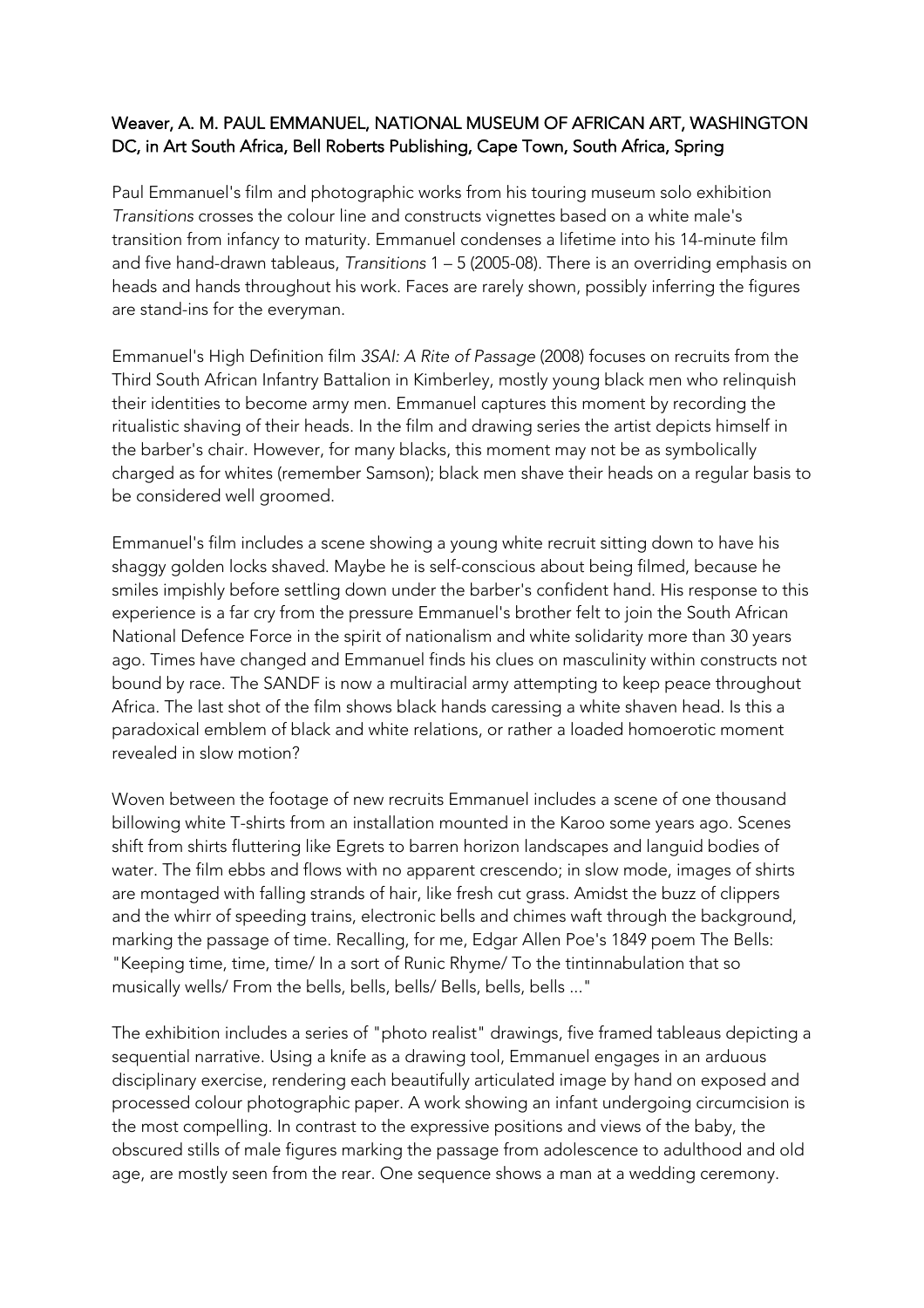Weaver, A. M. PAUL EMMANUEL, NATIONAL MUSEUM OF AFRICAN ART, WASHINGTON DC, in Art South Africa, Bell Roberts Publishing, Cape Town, South Africa, Spring

Paul Emmanuel's film and photographic works from his touring museum solo exhibition *Transitions* crosses the colour line and constructs vignettes based on a white male's transition from infancy to maturity. Emmanuel condenses a lifetime into his 14-minute film and five hand-drawn tableaus, *Transitions* 1 – 5 (2005-08). There is an overriding emphasis on heads and hands throughout his work. Faces are rarely shown, possibly inferring the figures are stand-ins for the everyman.

Emmanuel's High Definition film *3SAI: A Rite of Passage* (2008) focuses on recruits from the Third South African Infantry Battalion in Kimberley, mostly young black men who relinquish their identities to become army men. Emmanuel captures this moment by recording the ritualistic shaving of their heads. In the film and drawing series the artist depicts himself in the barber's chair. However, for many blacks, this moment may not be as symbolically charged as for whites (remember Samson); black men shave their heads on a regular basis to be considered well groomed.

Emmanuel's film includes a scene showing a young white recruit sitting down to have his shaggy golden locks shaved. Maybe he is self-conscious about being filmed, because he smiles impishly before settling down under the barber's confident hand. His response to this experience is a far cry from the pressure Emmanuel's brother felt to join the South African National Defence Force in the spirit of nationalism and white solidarity more than 30 years ago. Times have changed and Emmanuel finds his clues on masculinity within constructs not bound by race. The SANDF is now a multiracial army attempting to keep peace throughout Africa. The last shot of the film shows black hands caressing a white shaven head. Is this a paradoxical emblem of black and white relations, or rather a loaded homoerotic moment revealed in slow motion?

Woven between the footage of new recruits Emmanuel includes a scene of one thousand billowing white T-shirts from an installation mounted in the Karoo some years ago. Scenes shift from shirts fluttering like Egrets to barren horizon landscapes and languid bodies of water. The film ebbs and flows with no apparent crescendo; in slow mode, images of shirts are montaged with falling strands of hair, like fresh cut grass. Amidst the buzz of clippers and the whirr of speeding trains, electronic bells and chimes waft through the background, marking the passage of time. Recalling, for me, Edgar Allen Poe's 1849 poem The Bells: "Keeping time, time, time/ In a sort of Runic Rhyme/ To the tintinnabulation that so musically wells/ From the bells, bells, bells/ Bells, bells, bells ..."

The exhibition includes a series of "photo realist" drawings, five framed tableaus depicting a sequential narrative. Using a knife as a drawing tool, Emmanuel engages in an arduous disciplinary exercise, rendering each beautifully articulated image by hand on exposed and processed colour photographic paper. A work showing an infant undergoing circumcision is the most compelling. In contrast to the expressive positions and views of the baby, the obscured stills of male figures marking the passage from adolescence to adulthood and old age, are mostly seen from the rear. One sequence shows a man at a wedding ceremony.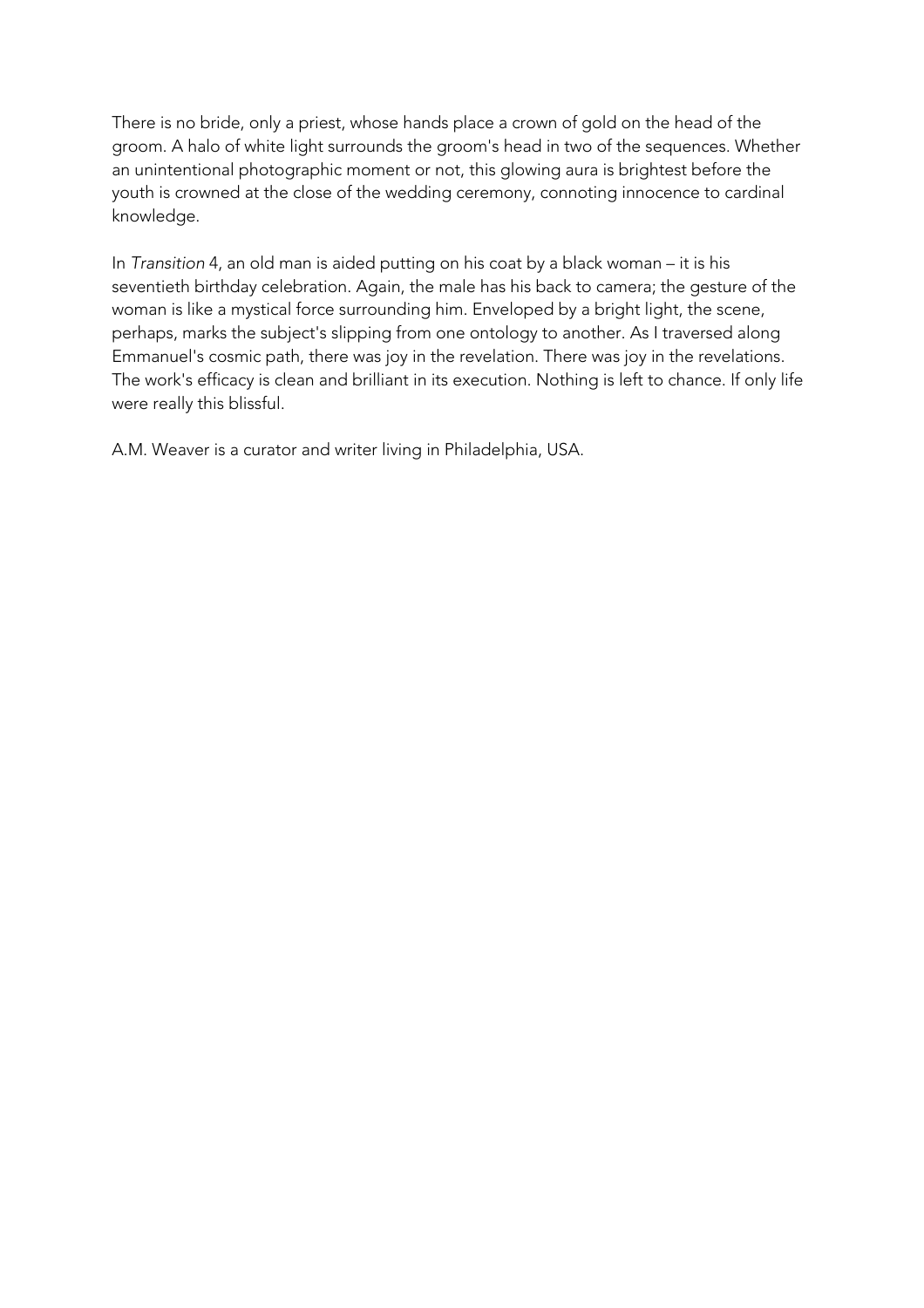There is no bride, only a priest, whose hands place a crown of gold on the head of the groom. A halo of white light surrounds the groom's head in two of the sequences. Whether an unintentional photographic moment or not, this glowing aura is brightest before the youth is crowned at the close of the wedding ceremony, connoting innocence to cardinal knowledge.

In *Transition* 4, an old man is aided putting on his coat by a black woman – it is his seventieth birthday celebration. Again, the male has his back to camera; the gesture of the woman is like a mystical force surrounding him. Enveloped by a bright light, the scene, perhaps, marks the subject's slipping from one ontology to another. As I traversed along Emmanuel's cosmic path, there was joy in the revelation. There was joy in the revelations. The work's efficacy is clean and brilliant in its execution. Nothing is left to chance. If only life were really this blissful.

A.M. Weaver is a curator and writer living in Philadelphia, USA.